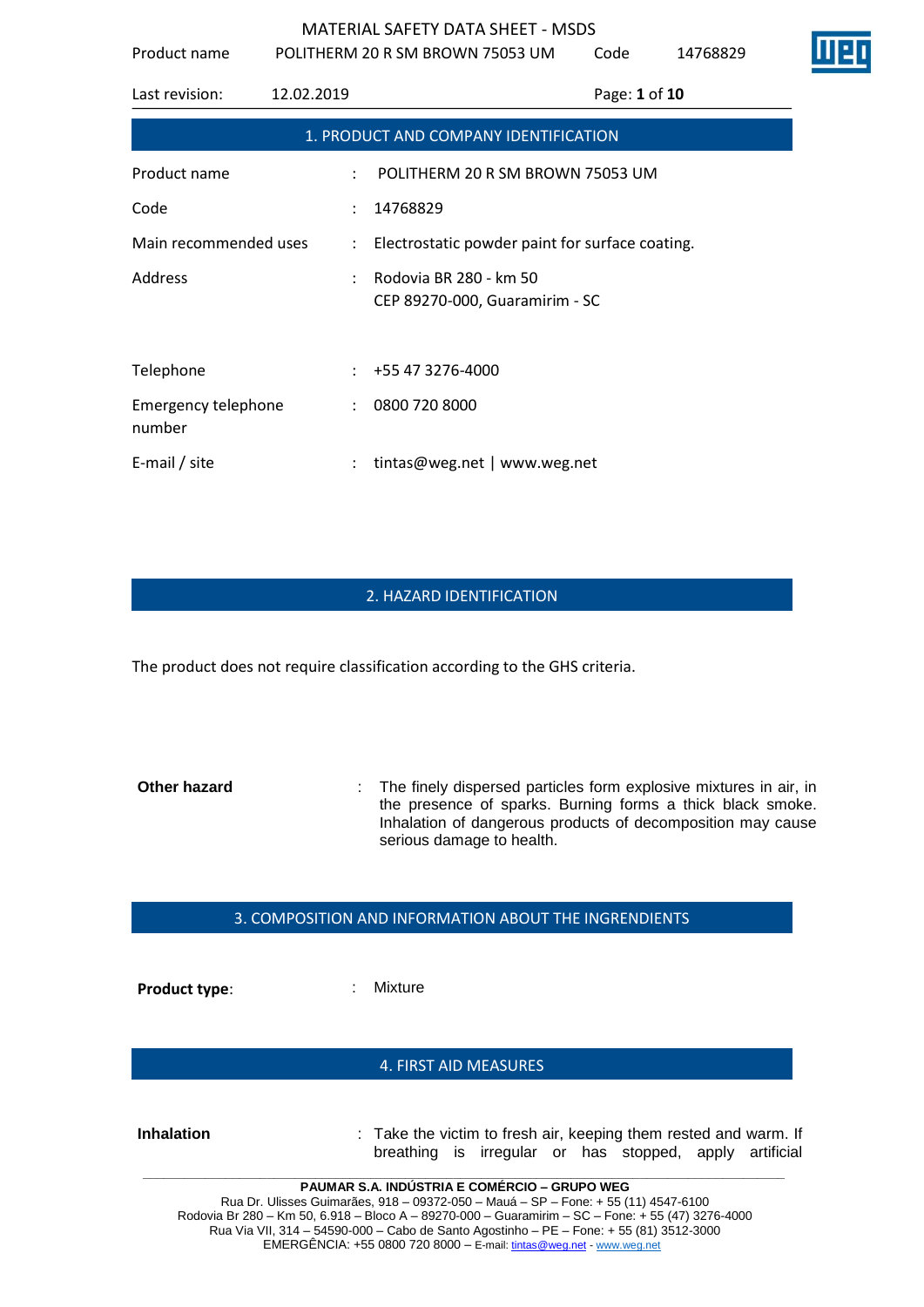# MATERIAL SAFETY DATA SHEET - MSDS

## 1. PRODUCT AND COMPANY IDENTIFICATION

| | | |
|---|---|---|
| Product name | : | POLITHERM 20 R SM BROWN 75053 UM |
| Code | : | 14768829 |
| Main recommended uses | : | Electrostatic powder paint for surface coating. |
| Address | : | Rodovia BR 280 - km 50<br>CEP 89270-000, Guaramirim - SC |
| Telephone | : | +55 47 3276-4000 |
| Emergency telephone number | : | 0800 720 8000 |
| E-mail / site | : | tintas@weg.net \| www.weg.net |

## 2. HAZARD IDENTIFICATION

The product does not require classification according to the GHS criteria.

**Other hazard** : The finely dispersed particles form explosive mixtures in air, in the presence of sparks. Burning forms a thick black smoke. Inhalation of dangerous products of decomposition may cause serious damage to health.

## 3. COMPOSITION AND INFORMATION ABOUT THE INGRENDIENTS

**Product type**: : Mixture

## 4. FIRST AID MEASURES

**Inhalation** : Take the victim to fresh air, keeping them rested and warm. If breathing is irregular or has stopped, apply artificial

**PAUMAR S.A. INDÚSTRIA E COMÉRCIO – GRUPO WEG**
Rua Dr. Ulisses Guimarães, 918 – 09372-050 – Mauá – SP – Fone: + 55 (11) 4547-6100
Rodovia Br 280 – Km 50, 6.918 – Bloco A – 89270-000 – Guaramirim – SC – Fone: + 55 (47) 3276-4000
Rua Via VII, 314 – 54590-000 – Cabo de Santo Agostinho – PE – Fone: + 55 (81) 3512-3000
EMERGÊNCIA: +55 0800 720 8000 – E-mail: tintas@weg.net - www.weg.net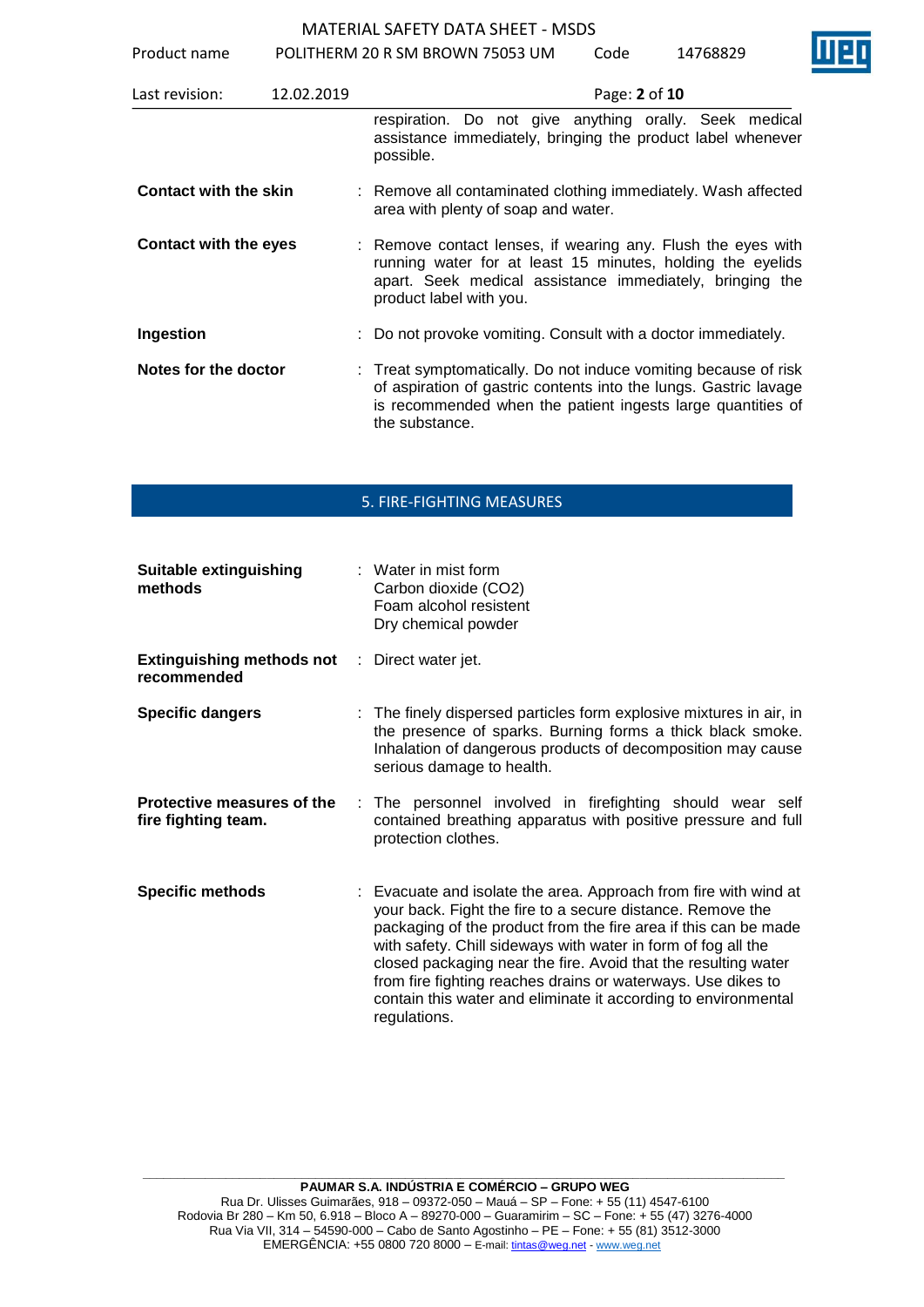respiration. Do not give anything orally. Seek medical assistance immediately, bringing the product label whenever possible.

**Contact with the skin** : Remove all contaminated clothing immediately. Wash affected area with plenty of soap and water.

**Contact with the eyes** : Remove contact lenses, if wearing any. Flush the eyes with running water for at least 15 minutes, holding the eyelids apart. Seek medical assistance immediately, bringing the product label with you.

**Ingestion** : Do not provoke vomiting. Consult with a doctor immediately.

**Notes for the doctor** : Treat symptomatically. Do not induce vomiting because of risk of aspiration of gastric contents into the lungs. Gastric lavage is recommended when the patient ingests large quantities of the substance.

## 5. FIRE-FIGHTING MEASURES

**Suitable extinguishing methods** : Water in mist form
Carbon dioxide ($CO_2$)
Foam alcohol resistent
Dry chemical powder

**Extinguishing methods not recommended** : Direct water jet.

**Specific dangers** : The finely dispersed particles form explosive mixtures in air, in the presence of sparks. Burning forms a thick black smoke. Inhalation of dangerous products of decomposition may cause serious damage to health.

**Protective measures of the fire fighting team.** : The personnel involved in firefighting should wear self contained breathing apparatus with positive pressure and full protection clothes.

**Specific methods** : Evacuate and isolate the area. Approach from fire with wind at your back. Fight the fire to a secure distance. Remove the packaging of the product from the fire area if this can be made with safety. Chill sideways with water in form of fog all the closed packaging near the fire. Avoid that the resulting water from fire fighting reaches drains or waterways. Use dikes to contain this water and eliminate it according to environmental regulations.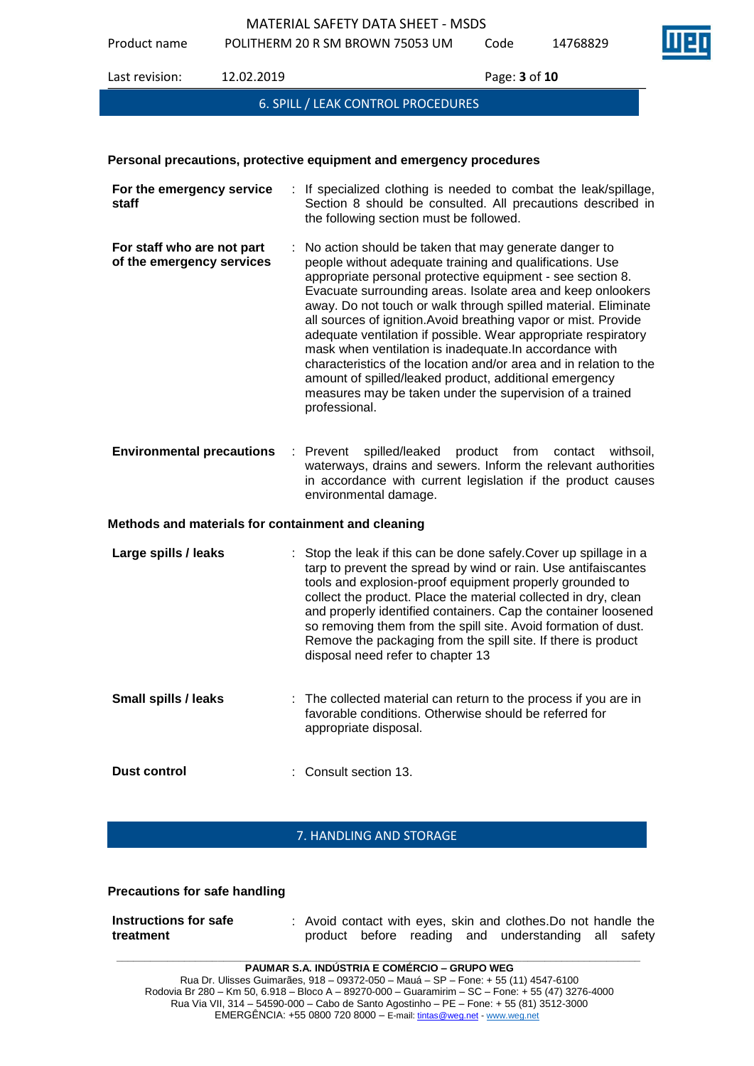## 6. SPILL / LEAK CONTROL PROCEDURES

**Personal precautions, protective equipment and emergency procedures**

**For the emergency service staff** : If specialized clothing is needed to combat the leak/spillage, Section 8 should be consulted. All precautions described in the following section must be followed.

**For staff who are not part of the emergency services** : No action should be taken that may generate danger to people without adequate training and qualifications. Use appropriate personal protective equipment - see section 8. Evacuate surrounding areas. Isolate area and keep onlookers away. Do not touch or walk through spilled material. Eliminate all sources of ignition.Avoid breathing vapor or mist. Provide adequate ventilation if possible. Wear appropriate respiratory mask when ventilation is inadequate.In accordance with characteristics of the location and/or area and in relation to the amount of spilled/leaked product, additional emergency measures may be taken under the supervision of a trained professional.

**Environmental precautions** : Prevent spilled/leaked product from contact withsoil, waterways, drains and sewers. Inform the relevant authorities in accordance with current legislation if the product causes environmental damage.

**Methods and materials for containment and cleaning**

**Large spills / leaks** : Stop the leak if this can be done safely.Cover up spillage in a tarp to prevent the spread by wind or rain. Use antifaiscantes tools and explosion-proof equipment properly grounded to collect the product. Place the material collected in dry, clean and properly identified containers. Cap the container loosened so removing them from the spill site. Avoid formation of dust. Remove the packaging from the spill site. If there is product disposal need refer to chapter 13

**Small spills / leaks** : The collected material can return to the process if you are in favorable conditions. Otherwise should be referred for appropriate disposal.

**Dust control** : Consult section 13.

## 7. HANDLING AND STORAGE

**Precautions for safe handling**

**Instructions for safe treatment** : Avoid contact with eyes, skin and clothes.Do not handle the product before reading and understanding all safety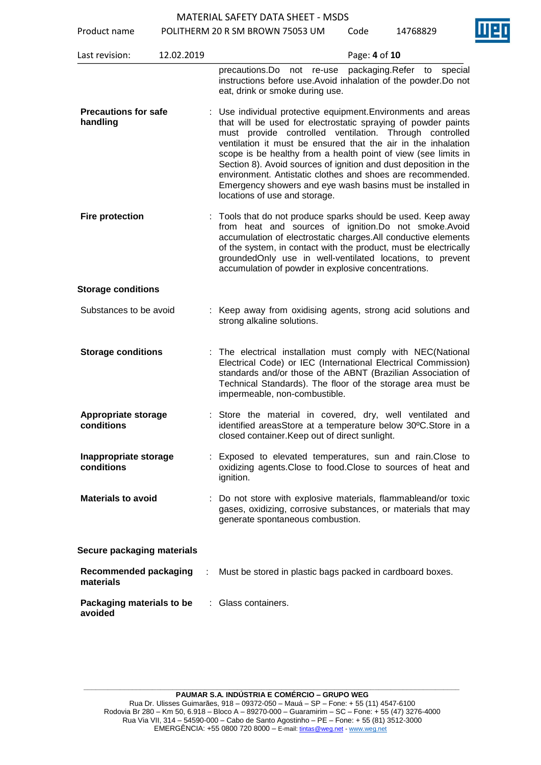precautions.Do not re-use packaging.Refer to special instructions before use.Avoid inhalation of the powder.Do not eat, drink or smoke during use.

**Precautions for safe handling** : Use individual protective equipment.Environments and areas that will be used for electrostatic spraying of powder paints must provide controlled ventilation. Through controlled ventilation it must be ensured that the air in the inhalation scope is be healthy from a health point of view (see limits in Section 8). Avoid sources of ignition and dust deposition in the environment. Antistatic clothes and shoes are recommended. Emergency showers and eye wash basins must be installed in locations of use and storage.

**Fire protection** : Tools that do not produce sparks should be used. Keep away from heat and sources of ignition.Do not smoke.Avoid accumulation of electrostatic charges.All conductive elements of the system, in contact with the product, must be electrically groundedOnly use in well-ventilated locations, to prevent accumulation of powder in explosive concentrations.

**Storage conditions**

Substances to be avoid : Keep away from oxidising agents, strong acid solutions and strong alkaline solutions.

**Storage conditions** : The electrical installation must comply with NEC(National Electrical Code) or IEC (International Electrical Commission) standards and/or those of the ABNT (Brazilian Association of Technical Standards). The floor of the storage area must be impermeable, non-combustible.

**Appropriate storage conditions** : Store the material in covered, dry, well ventilated and identified areasStore at a temperature below 30ºC.Store in a closed container.Keep out of direct sunlight.

**Inappropriate storage conditions** : Exposed to elevated temperatures, sun and rain.Close to oxidizing agents.Close to food.Close to sources of heat and ignition.

**Materials to avoid** : Do not store with explosive materials, flammableand/or toxic gases, oxidizing, corrosive substances, or materials that may generate spontaneous combustion.

**Secure packaging materials**

**Recommended packaging materials** : Must be stored in plastic bags packed in cardboard boxes.

**Packaging materials to be avoided** : Glass containers.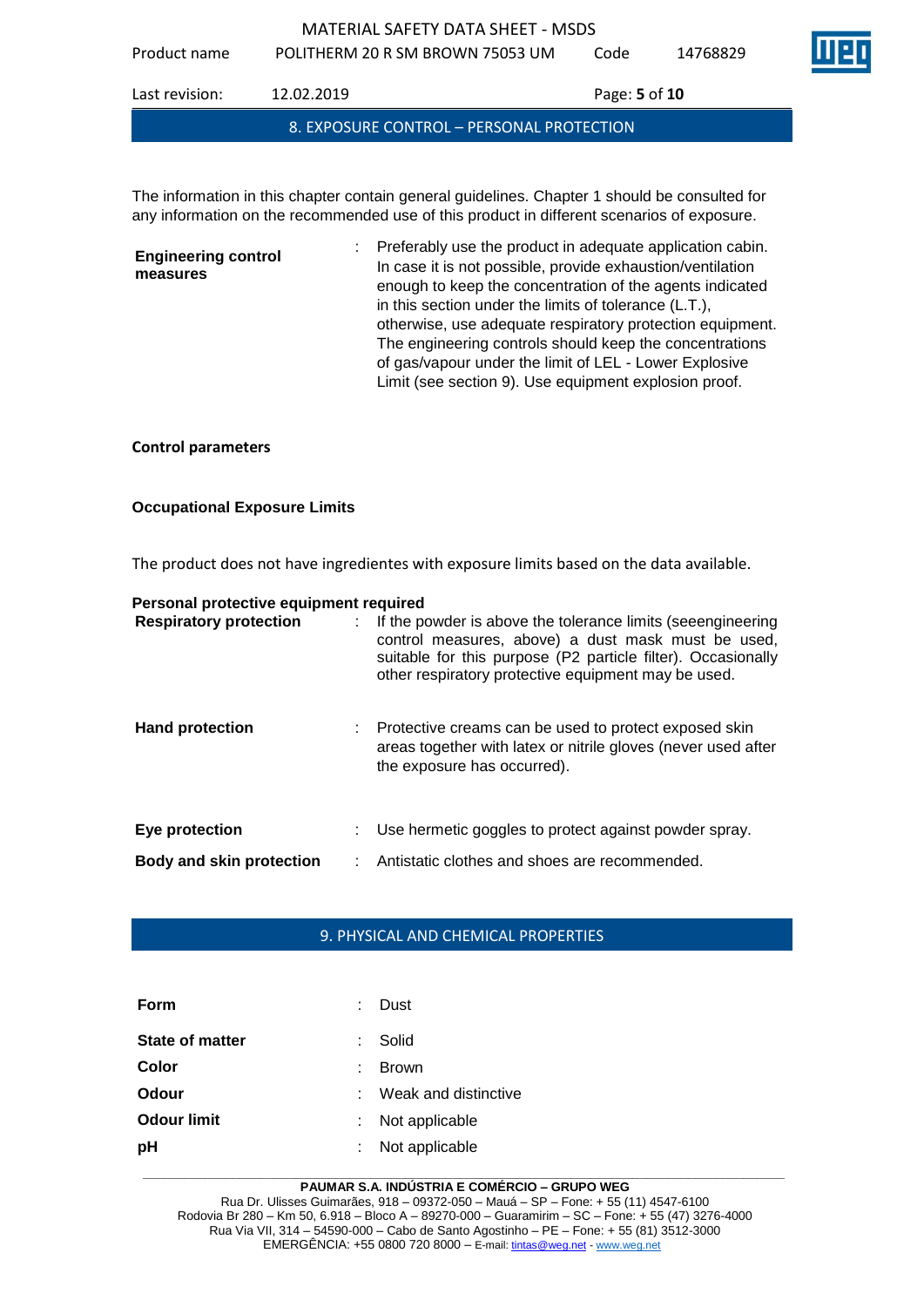## 8. EXPOSURE CONTROL – PERSONAL PROTECTION

The information in this chapter contain general guidelines. Chapter 1 should be consulted for any information on the recommended use of this product in different scenarios of exposure.

**Engineering control measures** : Preferably use the product in adequate application cabin. In case it is not possible, provide exhaustion/ventilation enough to keep the concentration of the agents indicated in this section under the limits of tolerance (L.T.), otherwise, use adequate respiratory protection equipment. The engineering controls should keep the concentrations of gas/vapour under the limit of LEL - Lower Explosive Limit (see section 9). Use equipment explosion proof.

**Control parameters**

**Occupational Exposure Limits**

The product does not have ingredientes with exposure limits based on the data available.

**Personal protective equipment required**

**Respiratory protection** : If the powder is above the tolerance limits (seeengineering control measures, above) a dust mask must be used, suitable for this purpose (P2 particle filter). Occasionally other respiratory protective equipment may be used.

**Hand protection** : Protective creams can be used to protect exposed skin areas together with latex or nitrile gloves (never used after the exposure has occurred).

**Eye protection** : Use hermetic goggles to protect against powder spray.

**Body and skin protection** : Antistatic clothes and shoes are recommended.

## 9. PHYSICAL AND CHEMICAL PROPERTIES

**Form** : Dust

**State of matter** : Solid

**Color** : Brown

**Odour** : Weak and distinctive

**Odour limit** : Not applicable

**pH** : Not applicable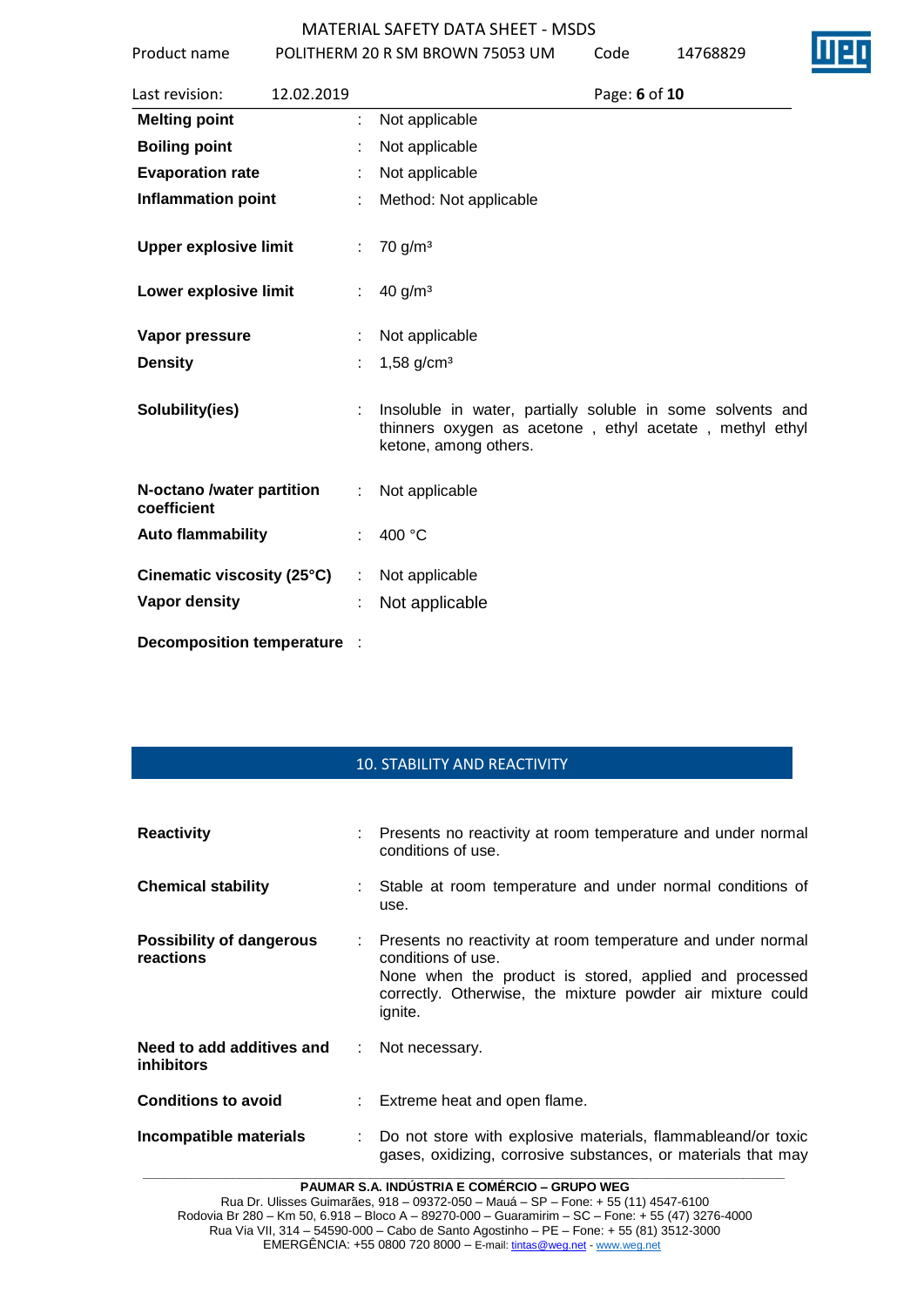| | | |
|---|---|---|
| **Melting point** | : | Not applicable |
| **Boiling point** | : | Not applicable |
| **Evaporation rate** | : | Not applicable |
| **Inflammation point** | : | Method: Not applicable |
| **Upper explosive limit** | : | 70 g/m³ |
| **Lower explosive limit** | : | 40 g/m³ |
| **Vapor pressure** | : | Not applicable |
| **Density** | : | 1,58 g/cm³ |
| **Solubility(ies)** | : | Insoluble in water, partially soluble in some solvents and thinners oxygen as acetone , ethyl acetate , methyl ethyl ketone, among others. |
| **N-octano /water partition coefficient** | : | Not applicable |
| **Auto flammability** | : | 400 °C |
| **Cinematic viscosity (25°C)** | : | Not applicable |
| **Vapor density** | : | Not applicable |
| **Decomposition temperature** | : | |

## 10. STABILITY AND REACTIVITY

| | | |
|---|---|---|
| **Reactivity** | : | Presents no reactivity at room temperature and under normal conditions of use. |
| **Chemical stability** | : | Stable at room temperature and under normal conditions of use. |
| **Possibility of dangerous reactions** | : | Presents no reactivity at room temperature and under normal conditions of use. None when the product is stored, applied and processed correctly. Otherwise, the mixture powder air mixture could ignite. |
| **Need to add additives and inhibitors** | : | Not necessary. |
| **Conditions to avoid** | : | Extreme heat and open flame. |
| **Incompatible materials** | : | Do not store with explosive materials, flammableand/or toxic gases, oxidizing, corrosive substances, or materials that may |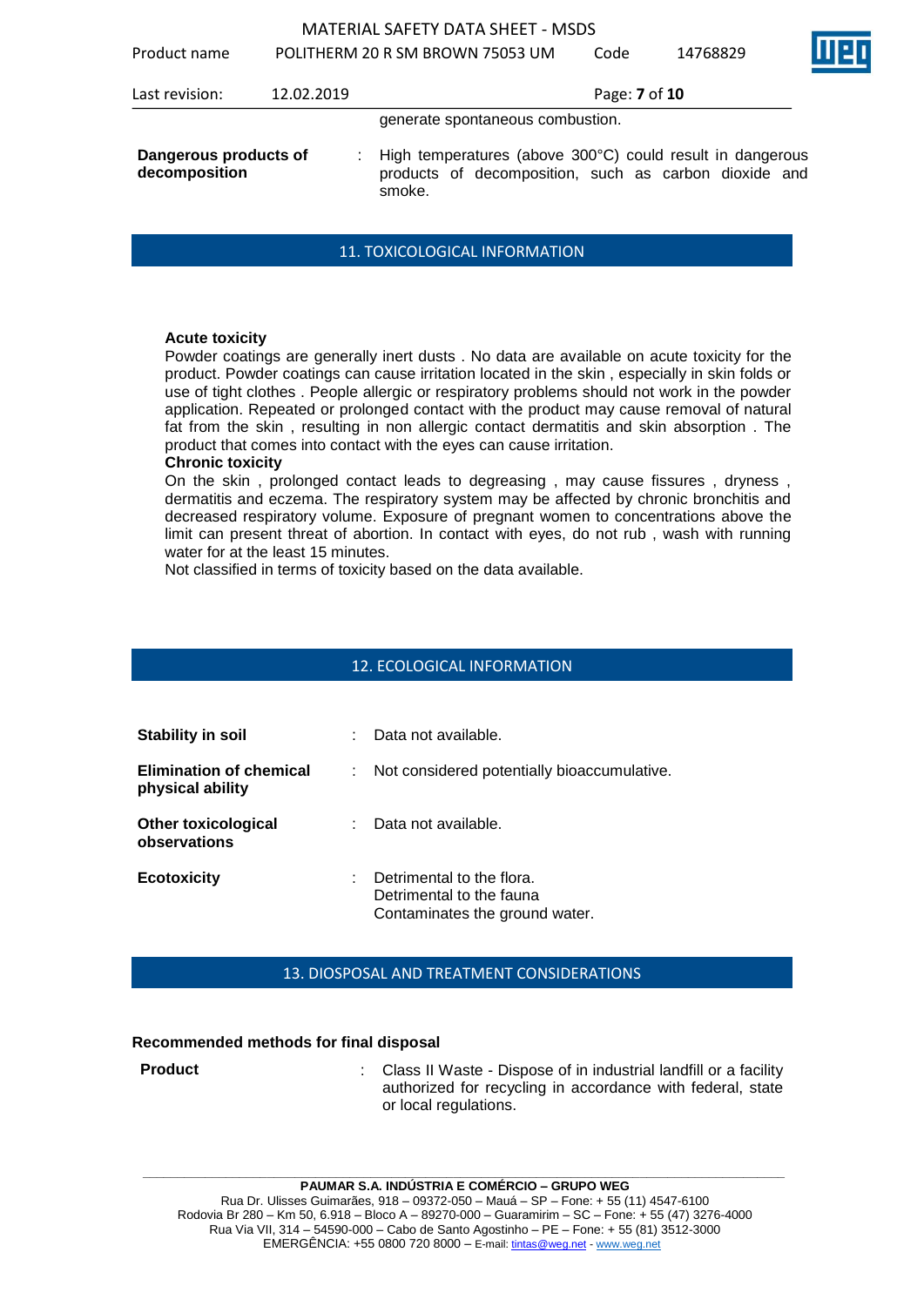generate spontaneous combustion.

**Dangerous products of decomposition** : High temperatures (above 300°C) could result in dangerous products of decomposition, such as carbon dioxide and smoke.

## 11. TOXICOLOGICAL INFORMATION

**Acute toxicity**
Powder coatings are generally inert dusts . No data are available on acute toxicity for the product. Powder coatings can cause irritation located in the skin , especially in skin folds or use of tight clothes . People allergic or respiratory problems should not work in the powder application. Repeated or prolonged contact with the product may cause removal of natural fat from the skin , resulting in non allergic contact dermatitis and skin absorption . The product that comes into contact with the eyes can cause irritation.
**Chronic toxicity**
On the skin , prolonged contact leads to degreasing , may cause fissures , dryness , dermatitis and eczema. The respiratory system may be affected by chronic bronchitis and decreased respiratory volume. Exposure of pregnant women to concentrations above the limit can present threat of abortion. In contact with eyes, do not rub , wash with running water for at the least 15 minutes.
Not classified in terms of toxicity based on the data available.

## 12. ECOLOGICAL INFORMATION

**Stability in soil** : Data not available.

**Elimination of chemical physical ability** : Not considered potentially bioaccumulative.

**Other toxicological observations** : Data not available.

**Ecotoxicity** : Detrimental to the flora.
Detrimental to the fauna
Contaminates the ground water.

## 13. DIOSPOSAL AND TREATMENT CONSIDERATIONS

**Recommended methods for final disposal**

**Product** : Class II Waste - Dispose of in industrial landfill or a facility authorized for recycling in accordance with federal, state or local regulations.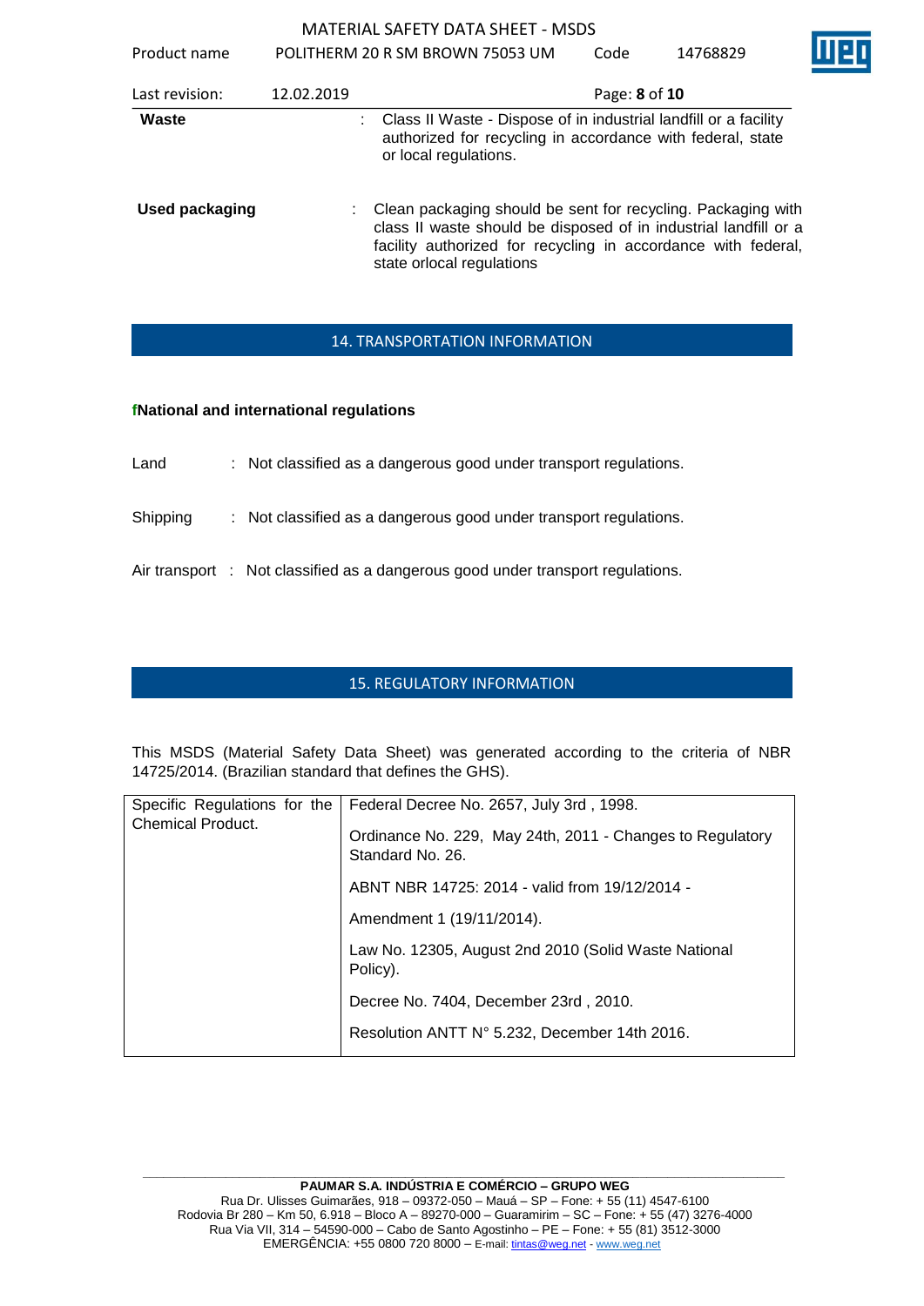**Waste** : Class II Waste - Dispose of in industrial landfill or a facility authorized for recycling in accordance with federal, state or local regulations.

**Used packaging** : Clean packaging should be sent for recycling. Packaging with class II waste should be disposed of in industrial landfill or a facility authorized for recycling in accordance with federal, state orlocal regulations

## 14. TRANSPORTATION INFORMATION

**fNational and international regulations**

Land : Not classified as a dangerous good under transport regulations.

Shipping : Not classified as a dangerous good under transport regulations.

Air transport : Not classified as a dangerous good under transport regulations.

## 15. REGULATORY INFORMATION

This MSDS (Material Safety Data Sheet) was generated according to the criteria of NBR 14725/2014. (Brazilian standard that defines the GHS).

| Specific Regulations for the Chemical Product. | Federal Decree No. 2657, July 3rd , 1998. |
|---|---|
| | Ordinance No. 229, May 24th, 2011 - Changes to Regulatory Standard No. 26. |
| | ABNT NBR 14725: 2014 - valid from 19/12/2014 - |
| | Amendment 1 (19/11/2014). |
| | Law No. 12305, August 2nd 2010 (Solid Waste National Policy). |
| | Decree No. 7404, December 23rd , 2010. |
| | Resolution ANTT N° 5.232, December 14th 2016. |

**PAUMAR S.A. INDÚSTRIA E COMÉRCIO – GRUPO WEG**
Rua Dr. Ulisses Guimarães, 918 – 09372-050 – Mauá – SP – Fone: + 55 (11) 4547-6100
Rodovia Br 280 – Km 50, 6.918 – Bloco A – 89270-000 – Guaramirim – SC – Fone: + 55 (47) 3276-4000
Rua Via VII, 314 – 54590-000 – Cabo de Santo Agostinho – PE – Fone: + 55 (81) 3512-3000
EMERGÊNCIA: +55 0800 720 8000 – E-mail: tintas@weg.net - www.weg.net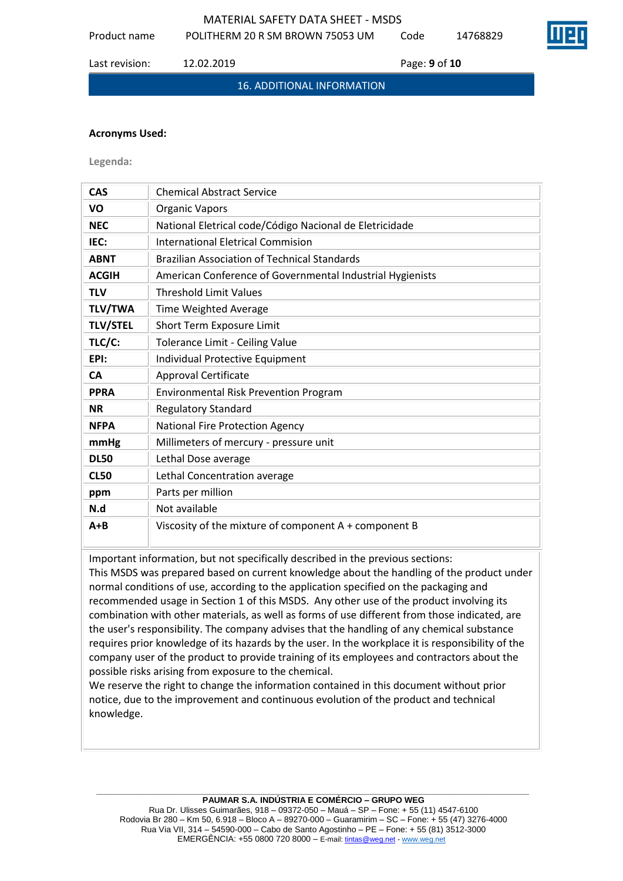## 16. ADDITIONAL INFORMATION

**Acronyms Used:**

**Legenda:**

| | |
|---|---|
| **CAS** | Chemical Abstract Service |
| **VO** | Organic Vapors |
| **NEC** | National Eletrical code/Código Nacional de Eletricidade |
| **IEC:** | International Eletrical Commision |
| **ABNT** | Brazilian Association of Technical Standards |
| **ACGIH** | American Conference of Governmental Industrial Hygienists |
| **TLV** | Threshold Limit Values |
| **TLV/TWA** | Time Weighted Average |
| **TLV/STEL** | Short Term Exposure Limit |
| **TLC/C:** | Tolerance Limit - Ceiling Value |
| **EPI:** | Individual Protective Equipment |
| **CA** | Approval Certificate |
| **PPRA** | Environmental Risk Prevention Program |
| **NR** | Regulatory Standard |
| **NFPA** | National Fire Protection Agency |
| **mmHg** | Millimeters of mercury - pressure unit |
| **DL50** | Lethal Dose average |
| **CL50** | Lethal Concentration average |
| **ppm** | Parts per million |
| **N.d** | Not available |
| **A+B** | Viscosity of the mixture of component A + component B |

Important information, but not specifically described in the previous sections:
This MSDS was prepared based on current knowledge about the handling of the product under normal conditions of use, according to the application specified on the packaging and recommended usage in Section 1 of this MSDS. Any other use of the product involving its combination with other materials, as well as forms of use different from those indicated, are the user's responsibility. The company advises that the handling of any chemical substance requires prior knowledge of its hazards by the user. In the workplace it is responsibility of the company user of the product to provide training of its employees and contractors about the possible risks arising from exposure to the chemical.
We reserve the right to change the information contained in this document without prior notice, due to the improvement and continuous evolution of the product and technical knowledge.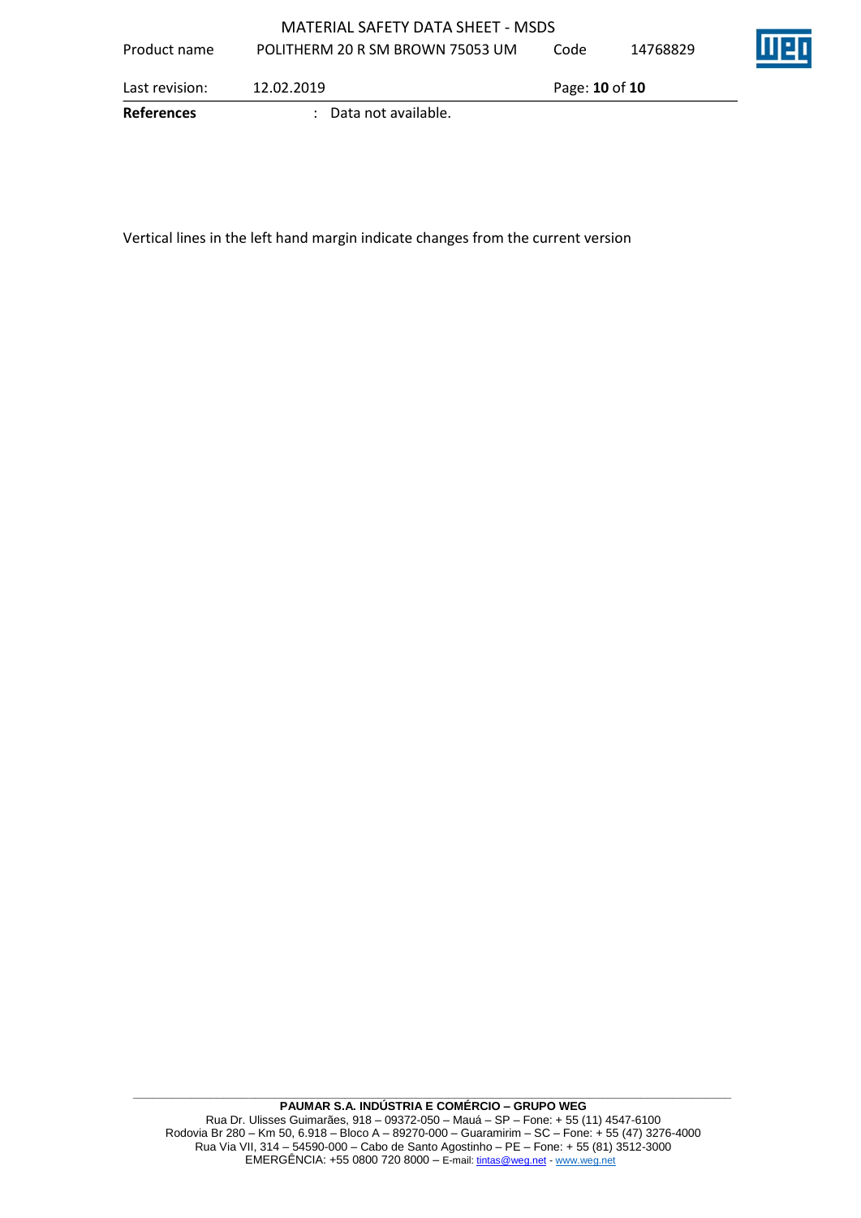**References** : Data not available.

Vertical lines in the left hand margin indicate changes from the current version

**PAUMAR S.A. INDÚSTRIA E COMÉRCIO – GRUPO WEG**
Rua Dr. Ulisses Guimarães, 918 – 09372-050 – Mauá – SP – Fone: + 55 (11) 4547-6100
Rodovia Br 280 – Km 50, 6.918 – Bloco A – 89270-000 – Guaramirim – SC – Fone: + 55 (47) 3276-4000
Rua Via VII, 314 – 54590-000 – Cabo de Santo Agostinho – PE – Fone: + 55 (81) 3512-3000
EMERGÊNCIA: +55 0800 720 8000 – E-mail: tintas@weg.net - www.weg.net